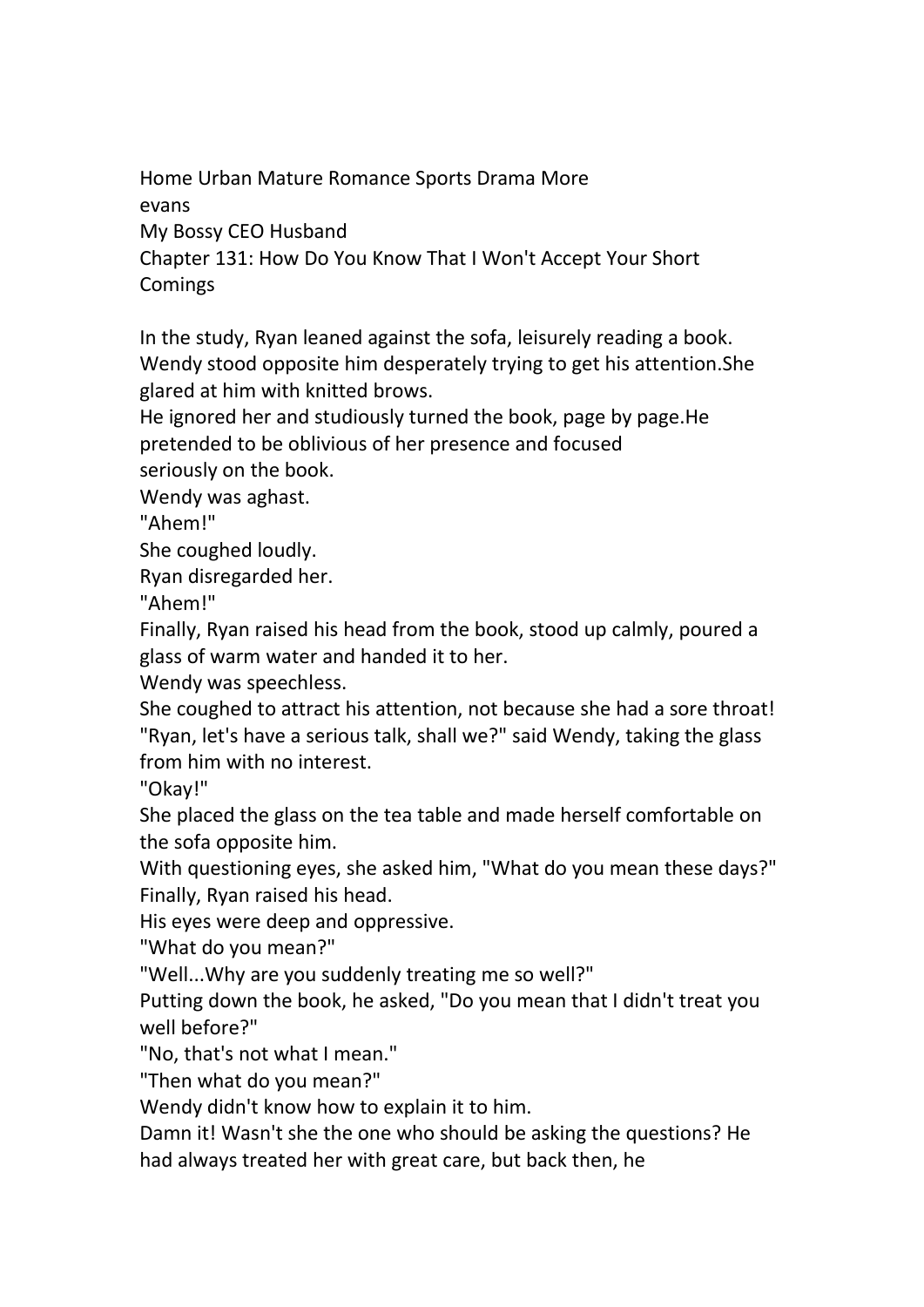Home Urban Mature Romance Sports Drama More

evans

My Bossy CEO Husband

## Chapter 131: How Do You Know That I Won't Accept Your Short Comings

In the study, Ryan leaned against the sofa, leisurely reading a book. Wendy stood opposite him desperately trying to get his attention.She glared at him with knitted brows.

He ignored her and studiously turned the book, page by page.He pretended to be oblivious of her presence and focused seriously on the book.

Wendy was aghast.

"Ahem!"

She coughed loudly.

Ryan disregarded her.

"Ahem!"

Finally, Ryan raised his head from the book, stood up calmly, poured a glass of warm water and handed it to her.

Wendy was speechless.

She coughed to attract his attention, not because she had a sore throat!

"Ryan, let's have a serious talk, shall we?" said Wendy, taking the glass from him with no interest.

"Okay!"

She placed the glass on the tea table and made herself comfortable on the sofa opposite him.

With questioning eyes, she asked him, "What do you mean these days?"

Finally, Ryan raised his head.

His eyes were deep and oppressive.

"What do you mean?"

"Well...Why are you suddenly treating me so well?"

Putting down the book, he asked, "Do you mean that I didn't treat you well before?"

"No, that's not what I mean."

"Then what do you mean?"

Wendy didn't know how to explain it to him.

Damn it! Wasn't she the one who should be asking the questions? He had always treated her with great care, but back then, he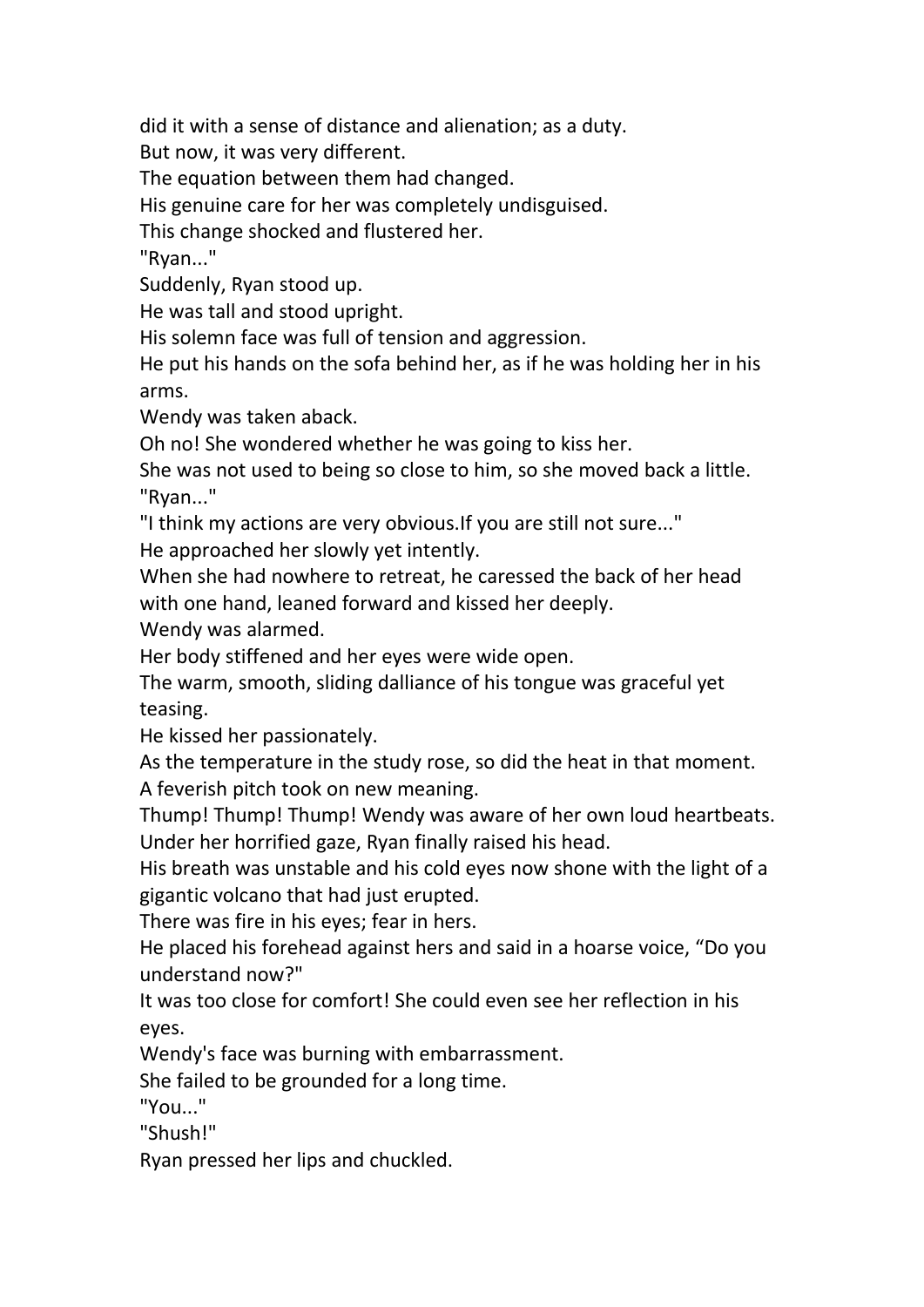did it with a sense of distance and alienation; as a duty.

But now, it was very different.

The equation between them had changed.

His genuine care for her was completely undisguised.

This change shocked and flustered her.

"Ryan..."

Suddenly, Ryan stood up.

He was tall and stood upright.

His solemn face was full of tension and aggression.

He put his hands on the sofa behind her, as if he was holding her in his arms.

Wendy was taken aback.

Oh no! She wondered whether he was going to kiss her.

She was not used to being so close to him, so she moved back a little.

"Ryan..."

"I think my actions are very obvious.If you are still not sure..."

He approached her slowly yet intently.

When she had nowhere to retreat, he caressed the back of her head with one hand, leaned forward and kissed her deeply.

Wendy was alarmed.

Her body stiffened and her eyes were wide open.

The warm, smooth, sliding dalliance of his tongue was graceful yet teasing.

He kissed her passionately.

As the temperature in the study rose, so did the heat in that moment.

A feverish pitch took on new meaning.

Thump! Thump! Thump! Wendy was aware of her own loud heartbeats.

Under her horrified gaze, Ryan finally raised his head.

His breath was unstable and his cold eyes now shone with the light of a gigantic volcano that had just erupted.

There was fire in his eyes; fear in hers.

He placed his forehead against hers and said in a hoarse voice, "Do you understand now?"

It was too close for comfort! She could even see her reflection in his eyes.

Wendy's face was burning with embarrassment.

She failed to be grounded for a long time.

"You..."

"Shush!"

Ryan pressed her lips and chuckled.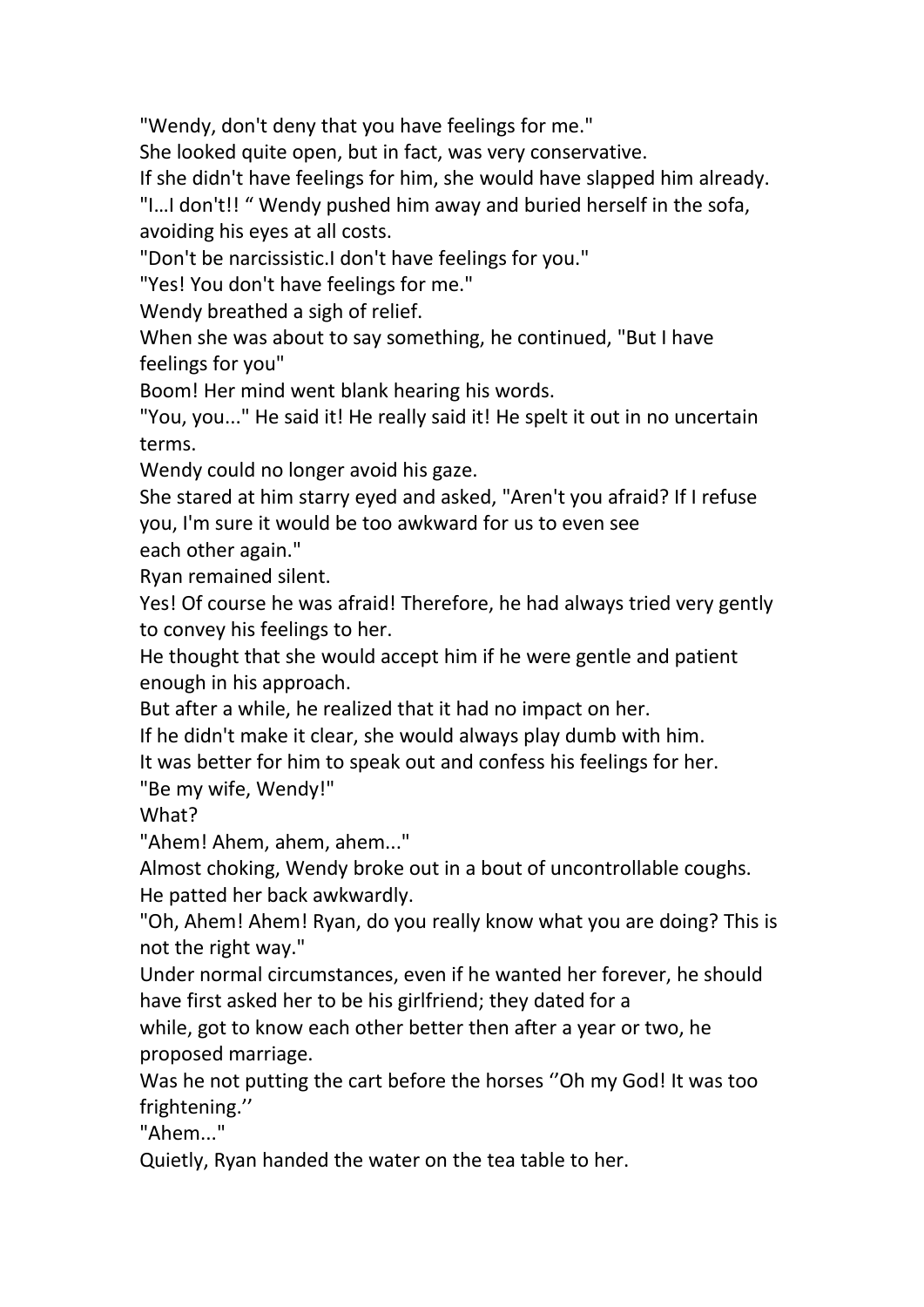"Wendy, don't deny that you have feelings for me."

She looked quite open, but in fact, was very conservative.

If she didn't have feelings for him, she would have slapped him already.

"I…I don't!! " Wendy pushed him away and buried herself in the sofa, avoiding his eyes at all costs.

"Don't be narcissistic.I don't have feelings for you."

"Yes! You don't have feelings for me."

Wendy breathed a sigh of relief.

When she was about to say something, he continued, "But I have feelings for you"

Boom! Her mind went blank hearing his words.

"You, you..." He said it! He really said it! He spelt it out in no uncertain terms.

Wendy could no longer avoid his gaze.

She stared at him starry eyed and asked, "Aren't you afraid? If I refuse you, I'm sure it would be too awkward for us to even see each other again."

Ryan remained silent.

Yes! Of course he was afraid! Therefore, he had always tried very gently to convey his feelings to her.

He thought that she would accept him if he were gentle and patient enough in his approach.

But after a while, he realized that it had no impact on her.

If he didn't make it clear, she would always play dumb with him.

It was better for him to speak out and confess his feelings for her.

"Be my wife, Wendy!"

What?

"Ahem! Ahem, ahem, ahem..."

Almost choking, Wendy broke out in a bout of uncontrollable coughs.

He patted her back awkwardly.

"Oh, Ahem! Ahem! Ryan, do you really know what you are doing? This is not the right way."

Under normal circumstances, even if he wanted her forever, he should have first asked her to be his girlfriend; they dated for a while, got to know each other better then after a year or two, he proposed marriage.

Was he not putting the cart before the horses ''Oh my God! It was too frightening.''

"Ahem..."

Quietly, Ryan handed the water on the tea table to her.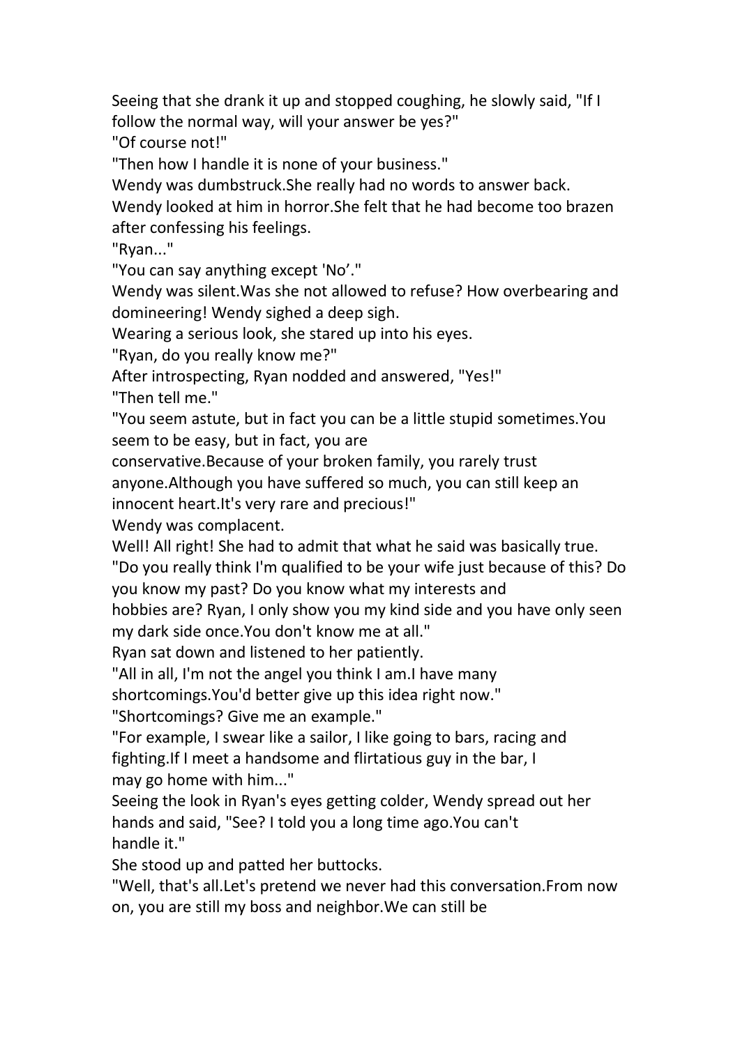Seeing that she drank it up and stopped coughing, he slowly said, "If I follow the normal way, will your answer be yes?"

"Of course not!"

"Then how I handle it is none of your business."

Wendy was dumbstruck.She really had no words to answer back.

Wendy looked at him in horror.She felt that he had become too brazen after confessing his feelings.

"Ryan..."

"You can say anything except 'No’."

Wendy was silent.Was she not allowed to refuse? How overbearing and domineering! Wendy sighed a deep sigh.

Wearing a serious look, she stared up into his eyes.

"Ryan, do you really know me?"

After introspecting, Ryan nodded and answered, "Yes!"

"Then tell me."

"You seem astute, but in fact you can be a little stupid sometimes.You seem to be easy, but in fact, you are conservative.Because of your broken family, you rarely trust anyone.Although you have suffered so much, you can still keep an innocent heart.It's very rare and precious!"

Wendy was complacent.

Well! All right! She had to admit that what he said was basically true.

"Do you really think I'm qualified to be your wife just because of this? Do you know my past? Do you know what my interests and hobbies are? Ryan, I only show you my kind side and you have only seen my dark side once.You don't know me at all."

Ryan sat down and listened to her patiently.

"All in all, I'm not the angel you think I am.I have many shortcomings.You'd better give up this idea right now."

"Shortcomings? Give me an example."

"For example, I swear like a sailor, I like going to bars, racing and fighting.If I meet a handsome and flirtatious guy in the bar, I may go home with him..."

Seeing the look in Ryan's eyes getting colder, Wendy spread out her hands and said, "See? I told you a long time ago.You can't handle it."

She stood up and patted her buttocks.

"Well, that's all.Let's pretend we never had this conversation.From now on, you are still my boss and neighbor.We can still be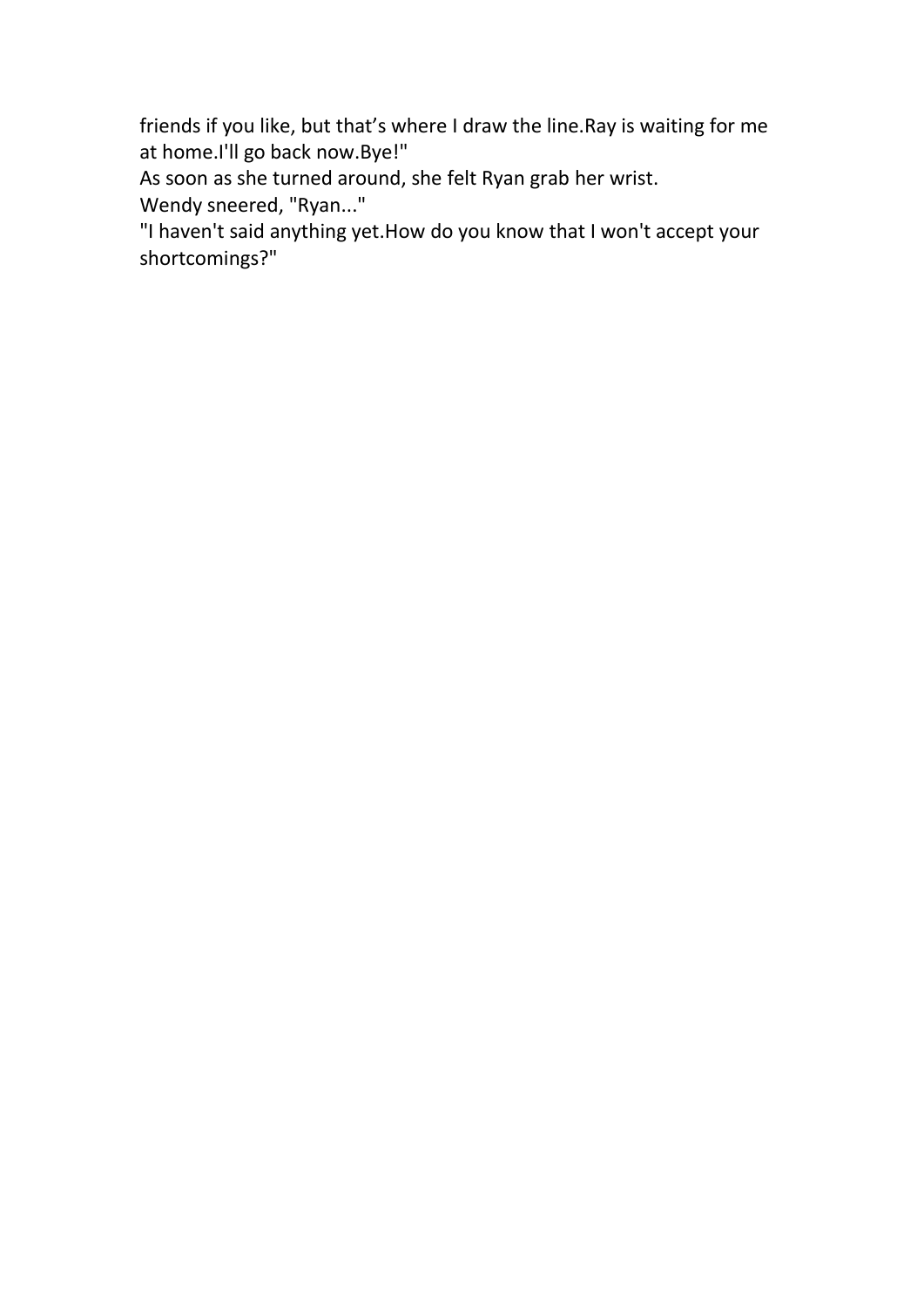friends if you like, but that’s where I draw the line.Ray is waiting for me at home.I'll go back now.Bye!"

As soon as she turned around, she felt Ryan grab her wrist.

Wendy sneered, "Ryan..."

"I haven't said anything yet.How do you know that I won't accept your shortcomings?"